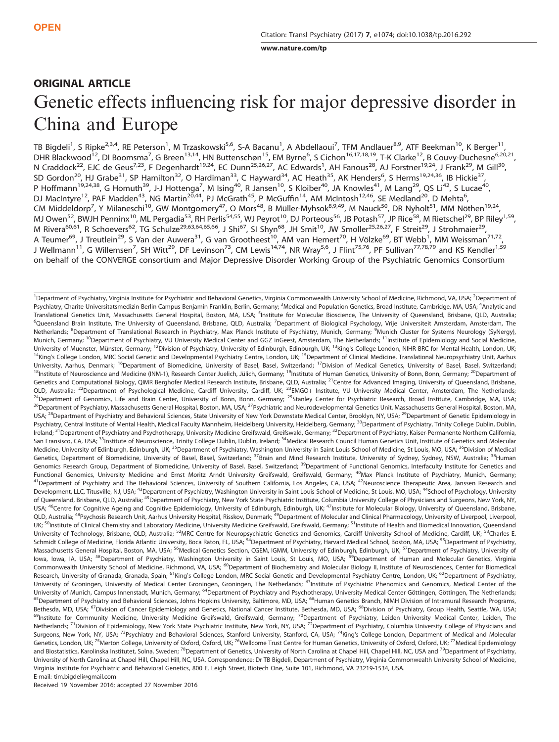OPEN

Citation: Transl Psychiatry (2017) 7, e1074; doi:10.1038/tp.2016.292

www.nature.com/tp

## ORIGINAL ARTICLE

# Genetic effects influencing risk for major depressive disorder in China and Europe

TB Bigdeli[1], S Ripke[2,3,4], RE Peterson[1], M Trzaskowski[5,6], S-A Bacanu[1], A Abdellaoui[7], TFM Andlauer[8,9], ATF Beekman[10], K Berger[11], DHR Blackwood[12], DI Boomsma[7], G Breen[13,14], HN Buttenschøn[15], EM Byrne[6], S Cichon[16,17,18,19], T-K Clarke[12], B Couvy-Duchesne[6,20,21], N Craddock[22], EJC de Geus[7,23], F Degenhardt[19,24], EC Dunn[25,26,27], AC Edwards[1], AH Fanous[28], AJ Forstner[19,24], J Frank[29], M Gill[30], SD Gordon[20], HJ Grabe[31], SP Hamilton[32], O Hardiman[33], C Hayward[34], AC Heath[35], AK Henders[6], S Herms[19,24,36], IB Hickie[37], P Hoffmann[19,24,38], G Homuth[39], J-J Hottenga[7], M Ising[40], R Jansen[10], S Kloiber[40], JA Knowles[41], M Lang[29], QS Li[42], S Lucae[40], DJ MacIntyre[12], PAF Madden[43], NG Martin[20,44], PJ McGrath[45], P McGuffin[14], AM McIntosh[12,46], SE Medland[20], D Mehta[6], CM Middeldorp[7], Y Milaneschi[10], GW Montgomery[47], O Mors[48], B Müller-Myhsok[8,9,49], M Nauck[50], DR Nyholt[51], MM Nöthen[19,24], MJ Owen[52], BWJH Penninx[10], ML Pergadia[53], RH Perlis[54,55], WJ Peyrot[10], DJ Porteous[56], JB Potash[57], JP Rice[58], M Rietschel[29], BP Riley[1,59], M Rivera[60,61], R Schoevers[62], TG Schulze[29,63,64,65,66], J Shi[67], SI Shyn[68], JH Smit[10], JW Smoller[25,26,27], F Streit[29], J Strohmaier[29], A Teumer[69], J Treutlein[29], S Van der Auwera[31], G van Grootheest[10], AM van Hemert[70], H Völzke[69], BT Webb[1], MM Weissman[71,72], J Wellmann[11], G Willemsen[7], SH Witt[29], DF Levinson[73], CM Lewis[14,74], NR Wray[5,6], J Flint[75,76], PF Sullivan[77,78,79] and KS Kendler[1,59] on behalf of the CONVERGE consortium and Major Depressive Disorder Working Group of the Psychiatric Genomics Consortium

[1]Department of Psychiatry, Virginia Institute for Psychiatric and Behavioral Genetics, Virginia Commonwealth University School of Medicine, Richmond, VA, USA; [2]Department of Psychiatry, Charite Universitatsmedizin Berlin Campus Benjamin Franklin, Berlin, Germany; [3]Medical and Population Genetics, Broad Institute, Cambridge, MA, USA; [4]Analytic and Translational Genetics Unit, Massachusetts General Hospital, Boston, MA, USA; [5]Institute for Molecular Bioscience, The University of Queensland, Brisbane, QLD, Australia; [6]Queensland Brain Institute, The University of Queensland, Brisbane, QLD, Australia; [7]Department of Biological Psychology, Vrije Universiteit Amsterdam, Amsterdam, The Netherlands; [8]Department of Translational Research in Psychiatry, Max Planck Institute of Psychiatry, Munich, Germany; [9]Munich Cluster for Systems Neurology (SyNergy), Munich, Germany; [10]Department of Psychiatry, VU University Medical Center and GGZ inGeest, Amsterdam, The Netherlands; [11]Institute of Epidemiology and Social Medicine, University of Muenster, Münster, Germany; [12]Division of Psychiatry, University of Edinburgh, Edinburgh, UK; [13]King's College London, NIHR BRC for Mental Health, London, UK; [14]King's College London, MRC Social Genetic and Developmental Psychiatry Centre, London, UK; [15]Department of Clinical Medicine, Translational Neuropsychiatry Unit, Aarhus University, Aarhus, Denmark; [16]Department of Biomedicine, University of Basel, Basel, Switzerland; [17]Division of Medical Genetics, University of Basel, Basel, Switzerland; [18]Institute of Neuroscience and Medicine (INM-1), Research Center Juelich, Jülich, Germany; [19]Institute of Human Genetics, University of Bonn, Bonn, Germany; [20]Department of Genetics and Computational Biology, QIMR Berghofer Medical Research Institute, Brisbane, QLD, Australia; [21]Centre for Advanced Imaging, University of Queensland, Brisbane, QLD, Australia; [22]Department of Psychological Medicine, Cardiff University, Cardiff, UK; [23]EMGO+ Institute, VU University Medical Center, Amsterdam, The Netherlands; [24]Department of Genomics, Life and Brain Center, University of Bonn, Bonn, Germany; [25]Stanley Center for Psychiatric Research, Broad Institute, Cambridge, MA, USA; [26]Department of Psychiatry, Massachusetts General Hospital, Boston, MA, USA; [27]Psychiatric and Neurodevelopmental Genetics Unit, Massachusetts General Hospital, Boston, MA, USA; [28]Department of Psychiatry and Behavioral Sciences, State University of New York Downstate Medical Center, Brooklyn, NY, USA; [29]Department of Genetic Epidemiology in Psychiatry, Central Institute of Mental Health, Medical Faculty Mannheim, Heidelberg University, Heidelberg, Germany; [30]Department of Psychiatry, Trinity College Dublin, Dublin, Ireland; [31]Department of Psychiatry and Psychotherapy, University Medicine Greifswald, Greifswald, Germany; [32]Department of Psychiatry, Kaiser-Permanente Northern California, San Fransisco, CA, USA; [33]Institute of Neuroscience, Trinity College Dublin, Dublin, Ireland; [34]Medical Research Council Human Genetics Unit, Institute of Genetics and Molecular Medicine, University of Edinburgh, Edinburgh, UK; [35]Department of Psychiatry, Washington University in Saint Louis School of Medicine, St Louis, MO, USA; [36]Division of Medical Genetics, Department of Biomedicine, University of Basel, Basel, Switzerland; [37]Brain and Mind Research Institute, University of Sydney, Sydney, NSW, Australia; [38]Human Genomics Research Group, Department of Biomedicine, University of Basel, Basel, Switzerland; [39]Department of Functional Genomics, Interfaculty Institute for Genetics and Functional Genomics, University Medicine and Ernst Moritz Arndt University Greifswald, Greifswald, Germany; [40]Max Planck Institute of Psychiatry, Munich, Germany; [41]Department of Psychiatry and The Behavioral Sciences, University of Southern California, Los Angeles, CA, USA; [42]Neuroscience Therapeutic Area, Janssen Research and Development, LLC, Titusville, NJ, USA; [43]Department of Psychiatry, Washington University in Saint Louis School of Medicine, St Louis, MO, USA; [44]School of Psychology, University of Queensland, Brisbane, QLD, Australia; [45]Department of Psychiatry, New York State Psychiatric Institute, Columbia University College of Physicians and Surgeons, New York, NY, USA; [46]Centre for Cognitive Ageing and Cognitive Epidemiology, University of Edinburgh, Edinburgh, UK; [47]Institute for Molecular Biology, University of Queensland, Brisbane, QLD, Australia; [48]Psychosis Research Unit, Aarhus University Hospital, Risskov, Denmark; [49]Department of Molecular and Clinical Pharmacology, University of Liverpool, Liverpool, UK; [50]Institute of Clinical Chemistry and Laboratory Medicine, University Medicine Greifswald, Greifswald, Germany; [51]Institute of Health and Biomedical Innovation, Queensland University of Technology, Brisbane, QLD, Australia; [52]MRC Centre for Neuropsychiatric Genetics and Genomics, Cardiff University School of Medicine, Cardiff, UK; [53]Charles E. Schmidt College of Medicine, Florida Atlantic University, Boca Raton, FL, USA; [54]Department of Psychiatry, Harvard Medical School, Boston, MA, USA; [55]Department of Psychiatry, Massachusetts General Hospital, Boston, MA, USA; [56]Medical Genetics Section, CGEM, IGMM, University of Edinburgh, Edinburgh, UK; [57]Department of Psychiatry, University of Iowa, Iowa, IA, USA; [58]Department of Psychiatry, Washington University in Saint Louis, St Louis, MO, USA; [59]Department of Human and Molecular Genetics, Virginia Commonwealth University School of Medicine, Richmond, VA, USA; [60]Department of Biochemistry and Molecular Biology II, Institute of Neurosciences, Center for Biomedical Research, University of Granada, Granada, Spain; [61]King's College London, MRC Social Genetic and Developmental Psychiatry Centre, London, UK; [62]Department of Psychiatry, University of Groningen, University of Medical Center Groningen, Groningen, The Netherlands; [63]Institute of Psychiatric Phenomics and Genomics, Medical Center of the University of Munich, Campus Innenstadt, Munich, Germany; [64]Department of Psychiatry and Psychotherapy, University Medical Center Göttingen, Göttingen, The Netherlands; [65]Department of Psychiatry and Behavioral Sciences, Johns Hopkins University, Baltimore, MD, USA; [66]Human Genetics Branch, NIMH Division of Intramural Research Programs, Bethesda, MD, USA; [67]Division of Cancer Epidemiology and Genetics, National Cancer Institute, Bethesda, MD, USA; [68]Division of Psychiatry, Group Health, Seattle, WA, USA; [69]Institute for Community Medicine, University Medicine Greifswald, Greifswald, Germany; [70]Department of Psychiatry, Leiden University Medical Center, Leiden, The Netherlands; [71]Division of Epidemiology, New York State Psychiatric Institute, New York, NY, USA; [72]Department of Psychiatry, Columbia University College of Physicians and Surgeons, New York, NY, USA; [73]Psychiatry and Behavioral Sciences, Stanford University, Stanford, CA, USA; [74]King's College London, Department of Medical and Molecular Genetics, London, UK; [75]Merton College, University of Oxford, Oxford, UK; [76]Wellcome Trust Centre for Human Genetics, University of Oxford, Oxford, UK; [77]Medical Epidemiology and Biostatistics, Karolinska Institutet, Solna, Sweden; [78]Department of Genetics, University of North Carolina at Chapel Hill, Chapel Hill, NC, USA and [79]Department of Psychiatry, University of North Carolina at Chapel Hill, Chapel Hill, NC, USA. Correspondence: Dr TB Bigdeli, Department of Psychiatry, Virginia Commonwealth University School of Medicine, Virginia Institute for Psychiatric and Behavioral Genetics, 800 E. Leigh Street, Biotech One, Suite 101, Richmond, VA 23219-1534, USA.
E-mail: tim.bigdeli@gmail.com

Received 19 November 2016; accepted 27 November 2016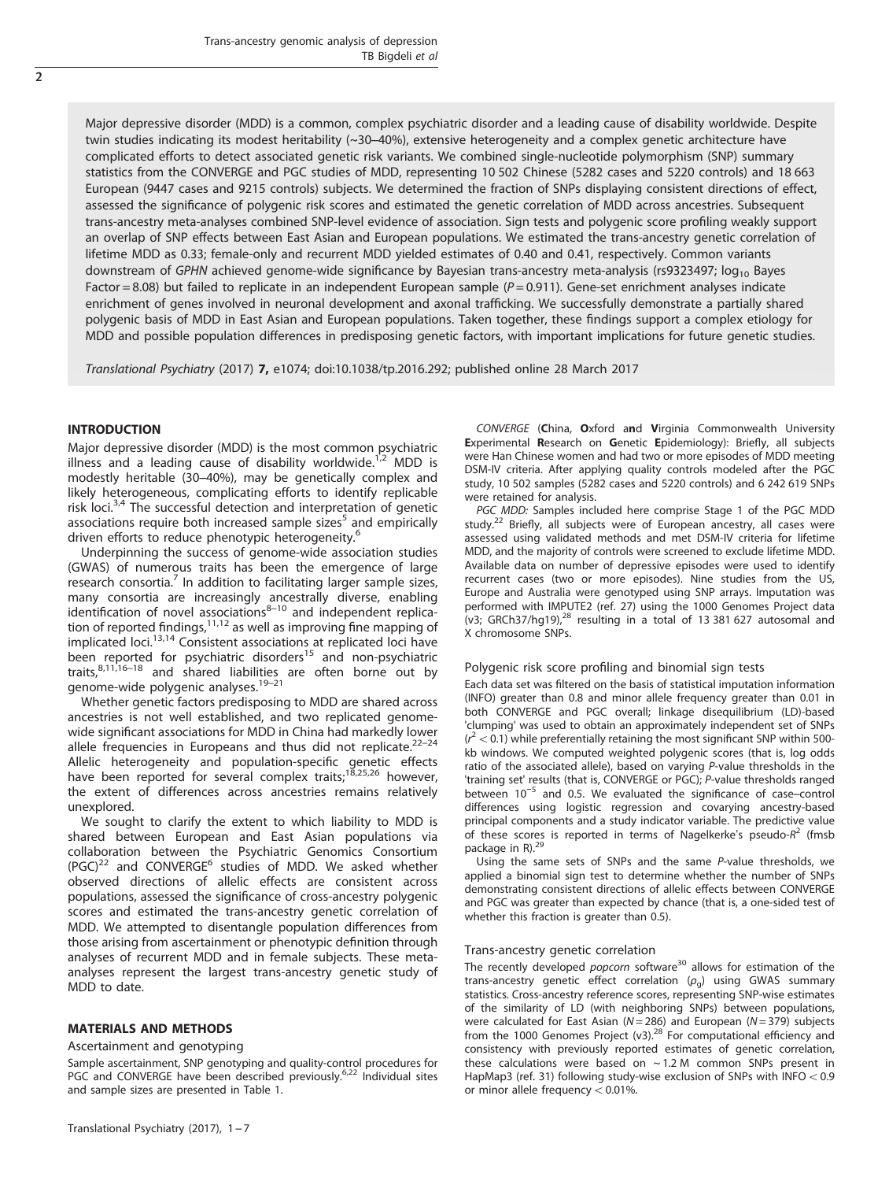Major depressive disorder (MDD) is a common, complex psychiatric disorder and a leading cause of disability worldwide. Despite twin studies indicating its modest heritability (~30–40%), extensive heterogeneity and a complex genetic architecture have complicated efforts to detect associated genetic risk variants. We combined single-nucleotide polymorphism (SNP) summary statistics from the CONVERGE and PGC studies of MDD, representing 10 502 Chinese (5282 cases and 5220 controls) and 18 663 European (9447 cases and 9215 controls) subjects. We determined the fraction of SNPs displaying consistent directions of effect, assessed the significance of polygenic risk scores and estimated the genetic correlation of MDD across ancestries. Subsequent trans-ancestry meta-analyses combined SNP-level evidence of association. Sign tests and polygenic score profiling weakly support an overlap of SNP effects between East Asian and European populations. We estimated the trans-ancestry genetic correlation of lifetime MDD as 0.33; female-only and recurrent MDD yielded estimates of 0.40 and 0.41, respectively. Common variants downstream of *GPHN* achieved genome-wide significance by Bayesian trans-ancestry meta-analysis (rs9323497; $\log_{10}$ Bayes Factor = 8.08) but failed to replicate in an independent European sample ($P = 0.911$). Gene-set enrichment analyses indicate enrichment of genes involved in neuronal development and axonal trafficking. We successfully demonstrate a partially shared polygenic basis of MDD in East Asian and European populations. Taken together, these findings support a complex etiology for MDD and possible population differences in predisposing genetic factors, with important implications for future genetic studies.

*Translational Psychiatry* (2017) **7**, e1074; doi:10.1038/tp.2016.292; published online 28 March 2017

## INTRODUCTION

Major depressive disorder (MDD) is the most common psychiatric illness and a leading cause of disability worldwide.[1,2] MDD is modestly heritable (30–40%), may be genetically complex and likely heterogeneous, complicating efforts to identify replicable risk loci.[3,4] The successful detection and interpretation of genetic associations require both increased sample sizes[5] and empirically driven efforts to reduce phenotypic heterogeneity.[6]

Underpinning the success of genome-wide association studies (GWAS) of numerous traits has been the emergence of large research consortia.[7] In addition to facilitating larger sample sizes, many consortia are increasingly ancestrally diverse, enabling identification of novel associations[8–10] and independent replication of reported findings,[11,12] as well as improving fine mapping of implicated loci.[13,14] Consistent associations at replicated loci have been reported for psychiatric disorders[15] and non-psychiatric traits,[8,11,16–18] and shared liabilities are often borne out by genome-wide polygenic analyses.[19–21]

Whether genetic factors predisposing to MDD are shared across ancestries is not well established, and two replicated genome-wide significant associations for MDD in China had markedly lower allele frequencies in Europeans and thus did not replicate.[22–24] Allelic heterogeneity and population-specific genetic effects have been reported for several complex traits;[18,25,26] however, the extent of differences across ancestries remains relatively unexplored.

We sought to clarify the extent to which liability to MDD is shared between European and East Asian populations via collaboration between the Psychiatric Genomics Consortium (PGC)[22] and CONVERGE[6] studies of MDD. We asked whether observed directions of allelic effects are consistent across populations, assessed the significance of cross-ancestry polygenic scores and estimated the trans-ancestry genetic correlation of MDD. We attempted to disentangle population differences from those arising from ascertainment or phenotypic definition through analyses of recurrent MDD and in female subjects. These meta-analyses represent the largest trans-ancestry genetic study of MDD to date.

## MATERIALS AND METHODS

### Ascertainment and genotyping

Sample ascertainment, SNP genotyping and quality-control procedures for PGC and CONVERGE have been described previously.[6,22] Individual sites and sample sizes are presented in Table 1.

*CONVERGE* (**C**hina, **O**xford a**n**d **V**irginia Commonwealth University **E**xperimental **R**esearch on **G**enetic **E**pidemiology): Briefly, all subjects were Han Chinese women and had two or more episodes of MDD meeting DSM-IV criteria. After applying quality controls modeled after the PGC study, 10 502 samples (5282 cases and 5220 controls) and 6 242 619 SNPs were retained for analysis.

*PGC MDD:* Samples included here comprise Stage 1 of the PGC MDD study.[22] Briefly, all subjects were of European ancestry, all cases were assessed using validated methods and met DSM-IV criteria for lifetime MDD, and the majority of controls were screened to exclude lifetime MDD. Available data on number of depressive episodes were used to identify recurrent cases (two or more episodes). Nine studies from the US, Europe and Australia were genotyped using SNP arrays. Imputation was performed with IMPUTE2 (ref. 27) using the 1000 Genomes Project data (v3; GRCh37/hg19),[28] resulting in a total of 13 381 627 autosomal and X chromosome SNPs.

### Polygenic risk score profiling and binomial sign tests

Each data set was filtered on the basis of statistical imputation information (INFO) greater than 0.8 and minor allele frequency greater than 0.01 in both CONVERGE and PGC overall; linkage disequilibrium (LD)-based 'clumping' was used to obtain an approximately independent set of SNPs ($r^2 < 0.1$) while preferentially retaining the most significant SNP within 500-kb windows. We computed weighted polygenic scores (that is, log odds ratio of the associated allele), based on varying *P*-value thresholds in the 'training set' results (that is, CONVERGE or PGC); *P*-value thresholds ranged between $10^{-5}$ and 0.5. We evaluated the significance of case–control differences using logistic regression and covarying ancestry-based principal components and a study indicator variable. The predictive value of these scores is reported in terms of Nagelkerke's pseudo-$R^2$ (fmsb package in R).[29]

Using the same sets of SNPs and the same *P*-value thresholds, we applied a binomial sign test to determine whether the number of SNPs demonstrating consistent directions of allelic effects between CONVERGE and PGC was greater than expected by chance (that is, a one-sided test of whether this fraction is greater than 0.5).

### Trans-ancestry genetic correlation

The recently developed *popcorn* software[30] allows for estimation of the trans-ancestry genetic effect correlation ($\rho_g$) using GWAS summary statistics. Cross-ancestry reference scores, representing SNP-wise estimates of the similarity of LD (with neighboring SNPs) between populations, were calculated for East Asian ($N = 286$) and European ($N = 379$) subjects from the 1000 Genomes Project (v3).[28] For computational efficiency and consistency with previously reported estimates of genetic correlation, these calculations were based on ~1.2 M common SNPs present in HapMap3 (ref. 31) following study-wise exclusion of SNPs with INFO < 0.9 or minor allele frequency < 0.01%.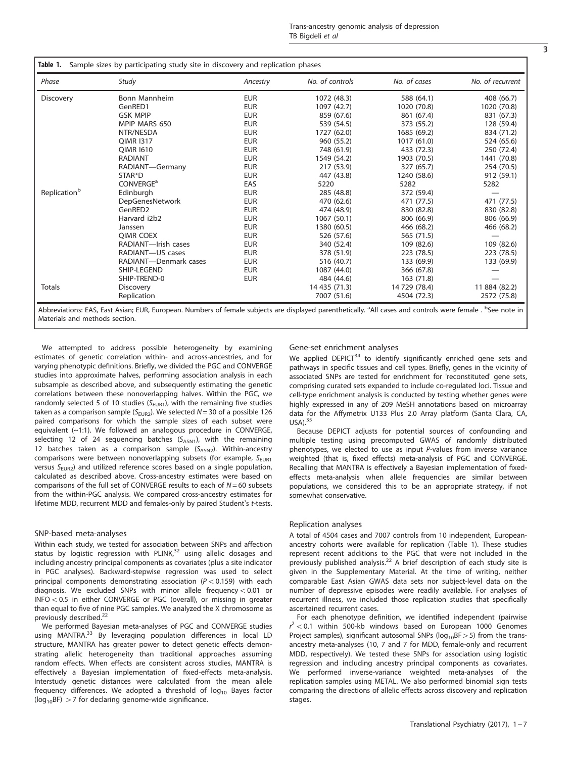**Table 1.** Sample sizes by participating study site in discovery and replication phases

| Phase | Study | Ancestry | No. of controls | No. of cases | No. of recurrent |
|---|---|---|---|---|---|
| Discovery | Bonn Mannheim | EUR | 1072 (48.3) | 588 (64.1) | 408 (66.7) |
| | GenRED1 | EUR | 1097 (42.7) | 1020 (70.8) | 1020 (70.8) |
| | GSK MPIP | EUR | 859 (67.6) | 861 (67.4) | 831 (67.3) |
| | MPIP MARS 650 | EUR | 539 (54.5) | 373 (55.2) | 128 (59.4) |
| | NTR/NESDA | EUR | 1727 (62.0) | 1685 (69.2) | 834 (71.2) |
| | QIMR I317 | EUR | 960 (55.2) | 1017 (61.0) | 524 (65.6) |
| | QIMR I610 | EUR | 748 (61.9) | 433 (72.3) | 250 (72.4) |
| | RADIANT | EUR | 1549 (54.2) | 1903 (70.5) | 1441 (70.8) |
| | RADIANT—Germany | EUR | 217 (53.9) | 327 (65.7) | 254 (70.5) |
| | STAR*D | EUR | 447 (43.8) | 1240 (58.6) | 912 (59.1) |
| | CONVERGE[a] | EAS | 5220 | 5282 | 5282 |
| Replication[b] | Edinburgh | EUR | 285 (48.8) | 372 (59.4) | — |
| | DepGenesNetwork | EUR | 470 (62.6) | 471 (77.5) | 471 (77.5) |
| | GenRED2 | EUR | 474 (48.9) | 830 (82.8) | 830 (82.8) |
| | Harvard i2b2 | EUR | 1067 (50.1) | 806 (66.9) | 806 (66.9) |
| | Janssen | EUR | 1380 (60.5) | 466 (68.2) | 466 (68.2) |
| | QIMR COEX | EUR | 526 (57.6) | 565 (71.5) | — |
| | RADIANT—Irish cases | EUR | 340 (52.4) | 109 (82.6) | 109 (82.6) |
| | RADIANT—US cases | EUR | 378 (51.9) | 223 (78.5) | 223 (78.5) |
| | RADIANT—Denmark cases | EUR | 516 (40.7) | 133 (69.9) | 133 (69.9) |
| | SHIP-LEGEND | EUR | 1087 (44.0) | 366 (67.8) | — |
| | SHIP-TREND-0 | EUR | 484 (44.6) | 163 (71.8) | — |
| Totals | Discovery | | 14 435 (71.3) | 14 729 (78.4) | 11 884 (82.2) |
| | Replication | | 7007 (51.6) | 4504 (72.3) | 2572 (75.8) |

Abbreviations: EAS, East Asian; EUR, European. Numbers of female subjects are displayed parenthetically. [a]All cases and controls were female . [b]See note in Materials and methods section.

We attempted to address possible heterogeneity by examining estimates of genetic correlation within- and across-ancestries, and for varying phenotypic definitions. Briefly, we divided the PGC and CONVERGE studies into approximate halves, performing association analysis in each subsample as described above, and subsequently estimating the genetic correlations between these nonoverlapping halves. Within the PGC, we randomly selected 5 of 10 studies ($S_{EUR1}$), with the remaining five studies taken as a comparison sample ($S_{EUR2}$). We selected $N = 30$ of a possible 126 paired comparisons for which the sample sizes of each subset were equivalent (~1:1). We followed an analogous procedure in CONVERGE, selecting 12 of 24 sequencing batches ($S_{ASN1}$), with the remaining 12 batches taken as a comparison sample ($S_{ASN2}$). Within-ancestry comparisons were between nonoverlapping subsets (for example, $S_{EUR1}$ versus $S_{EUR2}$) and utilized reference scores based on a single population, calculated as described above. Cross-ancestry estimates were based on comparisons of the full set of CONVERGE results to each of $N = 60$ subsets from the within-PGC analysis. We compared cross-ancestry estimates for lifetime MDD, recurrent MDD and females-only by paired Student's *t*-tests.

### SNP-based meta-analyses

Within each study, we tested for association between SNPs and affection status by logistic regression with PLINK,[32] using allelic dosages and including ancestry principal components as covariates (plus a site indicator in PGC analyses). Backward-stepwise regression was used to select principal components demonstrating association ($P < 0.159$) with each diagnosis. We excluded SNPs with minor allele frequency $< 0.01$ or INFO $< 0.5$ in either CONVERGE or PGC (overall), or missing in greater than equal to five of nine PGC samples. We analyzed the X chromosome as previously described.[22]

We performed Bayesian meta-analyses of PGC and CONVERGE studies using MANTRA.[33] By leveraging population differences in local LD structure, MANTRA has greater power to detect genetic effects demonstrating allelic heterogeneity than traditional approaches assuming random effects. When effects are consistent across studies, MANTRA is effectively a Bayesian implementation of fixed-effects meta-analysis. Interstudy genetic distances were calculated from the mean allele frequency differences. We adopted a threshold of $\log_{10}$ Bayes factor ($\log_{10}$BF) $> 7$ for declaring genome-wide significance.

### Gene-set enrichment analyses

We applied DEPICT[34] to identify significantly enriched gene sets and pathways in specific tissues and cell types. Briefly, genes in the vicinity of associated SNPs are tested for enrichment for 'reconstituted' gene sets, comprising curated sets expanded to include co-regulated loci. Tissue and cell-type enrichment analysis is conducted by testing whether genes were highly expressed in any of 209 MeSH annotations based on microarray data for the Affymetrix U133 Plus 2.0 Array platform (Santa Clara, CA, USA).[35]

Because DEPICT adjusts for potential sources of confounding and multiple testing using precomputed GWAS of randomly distributed phenotypes, we elected to use as input *P*-values from inverse variance weighted (that is, fixed effects) meta-analysis of PGC and CONVERGE. Recalling that MANTRA is effectively a Bayesian implementation of fixed-effects meta-analysis when allele frequencies are similar between populations, we considered this to be an appropriate strategy, if not somewhat conservative.

### Replication analyses

A total of 4504 cases and 7007 controls from 10 independent, European-ancestry cohorts were available for replication (Table 1). These studies represent recent additions to the PGC that were not included in the previously published analysis.[22] A brief description of each study site is given in the Supplementary Material. At the time of writing, neither comparable East Asian GWAS data sets nor subject-level data on the number of depressive episodes were readily available. For analyses of recurrent illness, we included those replication studies that specifically ascertained recurrent cases.

For each phenotype definition, we identified independent (pairwise $r^2 < 0.1$ within 500-kb windows based on European 1000 Genomes Project samples), significant autosomal SNPs ($\log_{10}$BF $> 5$) from the trans-ancestry meta-analyses (10, 7 and 7 for MDD, female-only and recurrent MDD, respectively). We tested these SNPs for association using logistic regression and including ancestry principal components as covariates. We performed inverse-variance weighted meta-analyses of the replication samples using METAL. We also performed binomial sign tests comparing the directions of allelic effects across discovery and replication stages.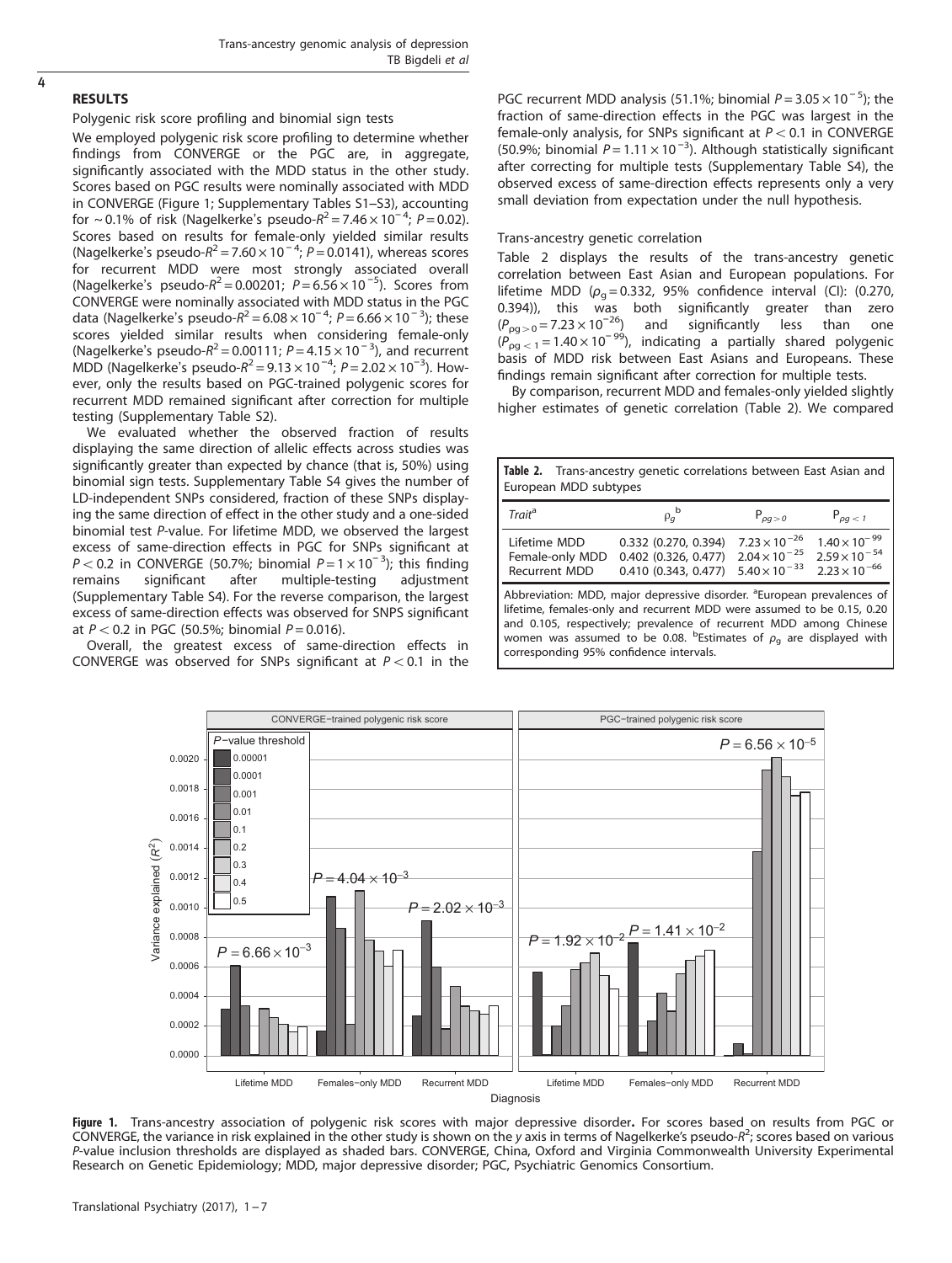## RESULTS

### Polygenic risk score profiling and binomial sign tests

We employed polygenic risk score profiling to determine whether findings from CONVERGE or the PGC are, in aggregate, significantly associated with the MDD status in the other study. Scores based on PGC results were nominally associated with MDD in CONVERGE (Figure 1; Supplementary Tables S1–S3), accounting for ~0.1% of risk (Nagelkerke's pseudo-$R^2 = 7.46 \times 10^{-4}$; $P = 0.02$). Scores based on results for female-only yielded similar results (Nagelkerke's pseudo-$R^2 = 7.60 \times 10^{-4}$; $P = 0.0141$), whereas scores for recurrent MDD were most strongly associated overall (Nagelkerke's pseudo-$R^2 = 0.00201$; $P = 6.56 \times 10^{-5}$). Scores from CONVERGE were nominally associated with MDD status in the PGC data (Nagelkerke's pseudo-$R^2 = 6.08 \times 10^{-4}$; $P = 6.66 \times 10^{-3}$); these scores yielded similar results when considering female-only (Nagelkerke's pseudo-$R^2 = 0.00111$; $P = 4.15 \times 10^{-3}$), and recurrent MDD (Nagelkerke's pseudo-$R^2 = 9.13 \times 10^{-4}$; $P = 2.02 \times 10^{-3}$). However, only the results based on PGC-trained polygenic scores for recurrent MDD remained significant after correction for multiple testing (Supplementary Table S2).

We evaluated whether the observed fraction of results displaying the same direction of allelic effects across studies was significantly greater than expected by chance (that is, 50%) using binomial sign tests. Supplementary Table S4 gives the number of LD-independent SNPs considered, fraction of these SNPs displaying the same direction of effect in the other study and a one-sided binomial test P-value. For lifetime MDD, we observed the largest excess of same-direction effects in PGC for SNPs significant at $P < 0.2$ in CONVERGE (50.7%; binomial $P = 1 \times 10^{-3}$); this finding remains significant after multiple-testing adjustment (Supplementary Table S4). For the reverse comparison, the largest excess of same-direction effects was observed for SNPS significant at $P < 0.2$ in PGC (50.5%; binomial $P = 0.016$).

Overall, the greatest excess of same-direction effects in CONVERGE was observed for SNPs significant at $P < 0.1$ in the PGC recurrent MDD analysis (51.1%; binomial $P = 3.05 \times 10^{-5}$); the fraction of same-direction effects in the PGC was largest in the female-only analysis, for SNPs significant at $P < 0.1$ in CONVERGE (50.9%; binomial $P = 1.11 \times 10^{-3}$). Although statistically significant after correcting for multiple tests (Supplementary Table S4), the observed excess of same-direction effects represents only a very small deviation from expectation under the null hypothesis.

### Trans-ancestry genetic correlation

Table 2 displays the results of the trans-ancestry genetic correlation between East Asian and European populations. For lifetime MDD ($\rho_g = 0.332$, 95% confidence interval (CI): (0.270, 0.394)), this was both significantly greater than zero ($P_{\rho g > 0} = 7.23 \times 10^{-26}$) and significantly less than one ($P_{\rho g < 1} = 1.40 \times 10^{-99}$), indicating a partially shared polygenic basis of MDD risk between East Asians and Europeans. These findings remain significant after correction for multiple tests.

By comparison, recurrent MDD and females-only yielded slightly higher estimates of genetic correlation (Table 2). We compared

**Table 2.** Trans-ancestry genetic correlations between East Asian and European MDD subtypes

| Trait[a] | $\rho_g$[b] | $P_{\rho g > 0}$ | $P_{\rho g < 1}$ |
|---|---|---|---|
| Lifetime MDD | 0.332 (0.270, 0.394) | $7.23 \times 10^{-26}$ | $1.40 \times 10^{-99}$ |
| Female-only MDD | 0.402 (0.326, 0.477) | $2.04 \times 10^{-25}$ | $2.59 \times 10^{-54}$ |
| Recurrent MDD | 0.410 (0.343, 0.477) | $5.40 \times 10^{-33}$ | $2.23 \times 10^{-66}$ |

Abbreviation: MDD, major depressive disorder. [a]European prevalences of lifetime, females-only and recurrent MDD were assumed to be 0.15, 0.20 and 0.105, respectively; prevalence of recurrent MDD among Chinese women was assumed to be 0.08. [b]Estimates of $\rho_g$ are displayed with corresponding 95% confidence intervals.

**Figure 1.** Trans-ancestry association of polygenic risk scores with major depressive disorder. For scores based on results from PGC or CONVERGE, the variance in risk explained in the other study is shown on the y axis in terms of Nagelkerke's pseudo-$R^2$; scores based on various P-value inclusion thresholds are displayed as shaded bars. CONVERGE, China, Oxford and Virginia Commonwealth University Experimental Research on Genetic Epidemiology; MDD, major depressive disorder; PGC, Psychiatric Genomics Consortium.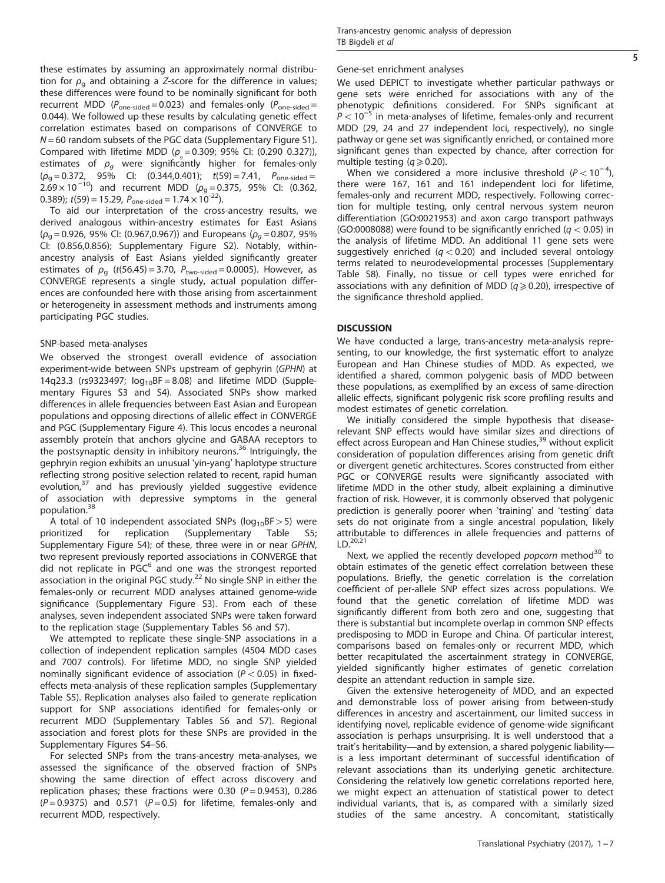these estimates by assuming an approximately normal distribution for $\rho_g$ and obtaining a $Z$-score for the difference in values; these differences were found to be nominally significant for both recurrent MDD ($P_{\text{one-sided}} = 0.023$) and females-only ($P_{\text{one-sided}} = 0.044$). We followed up these results by calculating genetic effect correlation estimates based on comparisons of CONVERGE to $N = 60$ random subsets of the PGC data (Supplementary Figure S1). Compared with lifetime MDD ($\rho_g = 0.309$; 95% CI: (0.290 0.327)), estimates of $\rho_g$ were significantly higher for females-only ($\rho_g = 0.372$, 95% CI: (0.344,0.401); $t(59) = 7.41$, $P_{\text{one-sided}} = 2.69 \times 10^{-10}$) and recurrent MDD ($\rho_g = 0.375$, 95% CI: (0.362, 0.389); $t(59) = 15.29$, $P_{\text{one-sided}} = 1.74 \times 10^{-22}$).

To aid our interpretation of the cross-ancestry results, we derived analogous within-ancestry estimates for East Asians ($\rho_g = 0.926$, 95% CI: (0.967,0.967)) and Europeans ($\rho_g = 0.807$, 95% CI: (0.856,0.856); Supplementary Figure S2). Notably, within-ancestry analysis of East Asians yielded significantly greater estimates of $\rho_g$ ($t(56.45) = 3.70$, $P_{\text{two-sided}} = 0.0005$). However, as CONVERGE represents a single study, actual population differences are confounded here with those arising from ascertainment or heterogeneity in assessment methods and instruments among participating PGC studies.

### SNP-based meta-analyses

We observed the strongest overall evidence of association experiment-wide between SNPs upstream of gephyrin (*GPHN*) at 14q23.3 (rs9323497; $\log_{10}\text{BF} = 8.08$) and lifetime MDD (Supplementary Figures S3 and S4). Associated SNPs show marked differences in allele frequencies between East Asian and European populations and opposing directions of allelic effect in CONVERGE and PGC (Supplementary Figure 4). This locus encodes a neuronal assembly protein that anchors glycine and GABAA receptors to the postsynaptic density in inhibitory neurons.[36] Intriguingly, the gephryin region exhibits an unusual 'yin-yang' haplotype structure reflecting strong positive selection related to recent, rapid human evolution,[37] and has previously yielded suggestive evidence of association with depressive symptoms in the general population.[38]

A total of 10 independent associated SNPs ($\log_{10}\text{BF} > 5$) were prioritized for replication (Supplementary Table S5; Supplementary Figure S4); of these, three were in or near *GPHN*, two represent previously reported associations in CONVERGE that did not replicate in PGC[6] and one was the strongest reported association in the original PGC study.[22] No single SNP in either the females-only or recurrent MDD analyses attained genome-wide significance (Supplementary Figure S3). From each of these analyses, seven independent associated SNPs were taken forward to the replication stage (Supplementary Tables S6 and S7).

We attempted to replicate these single-SNP associations in a collection of independent replication samples (4504 MDD cases and 7007 controls). For lifetime MDD, no single SNP yielded nominally significant evidence of association ($P < 0.05$) in fixed-effects meta-analysis of these replication samples (Supplementary Table S5). Replication analyses also failed to generate replication support for SNP associations identified for females-only or recurrent MDD (Supplementary Tables S6 and S7). Regional association and forest plots for these SNPs are provided in the Supplementary Figures S4–S6.

For selected SNPs from the trans-ancestry meta-analyses, we assessed the significance of the observed fraction of SNPs showing the same direction of effect across discovery and replication phases; these fractions were 0.30 ($P = 0.9453$), 0.286 ($P = 0.9375$) and 0.571 ($P = 0.5$) for lifetime, females-only and recurrent MDD, respectively.

### Gene-set enrichment analyses

We used DEPICT to investigate whether particular pathways or gene sets were enriched for associations with any of the phenotypic definitions considered. For SNPs significant at $P < 10^{-5}$ in meta-analyses of lifetime, females-only and recurrent MDD (29, 24 and 27 independent loci, respectively), no single pathway or gene set was significantly enriched, or contained more significant genes than expected by chance, after correction for multiple testing ($q \geqslant 0.20$).

When we considered a more inclusive threshold ($P < 10^{-4}$), there were 167, 161 and 161 independent loci for lifetime, females-only and recurrent MDD, respectively. Following correction for multiple testing, only central nervous system neuron differentiation (GO:0021953) and axon cargo transport pathways (GO:0008088) were found to be significantly enriched ($q < 0.05$) in the analysis of lifetime MDD. An additional 11 gene sets were suggestively enriched ($q < 0.20$) and included several ontology terms related to neurodevelopmental processes (Supplementary Table S8). Finally, no tissue or cell types were enriched for associations with any definition of MDD ($q \geqslant 0.20$), irrespective of the significance threshold applied.

## DISCUSSION

We have conducted a large, trans-ancestry meta-analysis representing, to our knowledge, the first systematic effort to analyze European and Han Chinese studies of MDD. As expected, we identified a shared, common polygenic basis of MDD between these populations, as exemplified by an excess of same-direction allelic effects, significant polygenic risk score profiling results and modest estimates of genetic correlation.

We initially considered the simple hypothesis that disease-relevant SNP effects would have similar sizes and directions of effect across European and Han Chinese studies,[39] without explicit consideration of population differences arising from genetic drift or divergent genetic architectures. Scores constructed from either PGC or CONVERGE results were significantly associated with lifetime MDD in the other study, albeit explaining a diminutive fraction of risk. However, it is commonly observed that polygenic prediction is generally poorer when 'training' and 'testing' data sets do not originate from a single ancestral population, likely attributable to differences in allele frequencies and patterns of LD.[20,21]

Next, we applied the recently developed *popcorn* method[30] to obtain estimates of the genetic effect correlation between these populations. Briefly, the genetic correlation is the correlation coefficient of per-allele SNP effect sizes across populations. We found that the genetic correlation of lifetime MDD was significantly different from both zero and one, suggesting that there is substantial but incomplete overlap in common SNP effects predisposing to MDD in Europe and China. Of particular interest, comparisons based on females-only or recurrent MDD, which better recapitulated the ascertainment strategy in CONVERGE, yielded significantly higher estimates of genetic correlation despite an attendant reduction in sample size.

Given the extensive heterogeneity of MDD, and an expected and demonstrable loss of power arising from between-study differences in ancestry and ascertainment, our limited success in identifying novel, replicable evidence of genome-wide significant association is perhaps unsurprising. It is well understood that a trait's heritability—and by extension, a shared polygenic liability—is a less important determinant of successful identification of relevant associations than its underlying genetic architecture. Considering the relatively low genetic correlations reported here, we might expect an attenuation of statistical power to detect individual variants, that is, as compared with a similarly sized studies of the same ancestry. A concomitant, statistically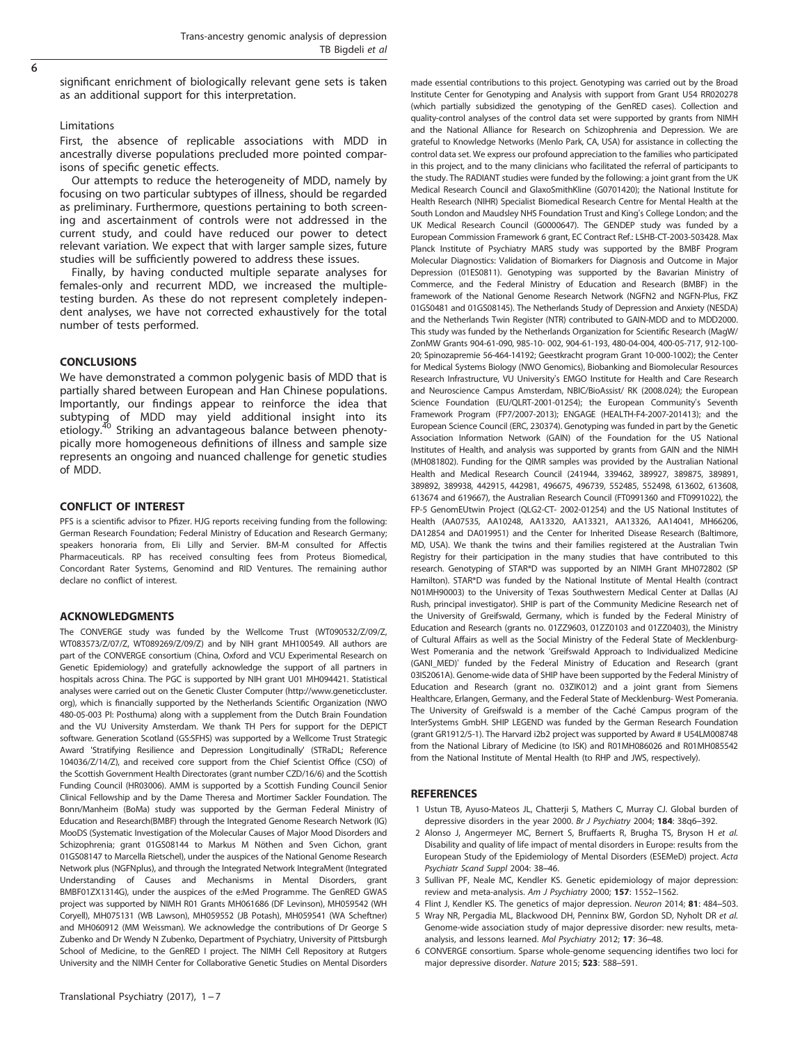significant enrichment of biologically relevant gene sets is taken as an additional support for this interpretation.

Limitations

First, the absence of replicable associations with MDD in ancestrally diverse populations precluded more pointed comparisons of specific genetic effects.

Our attempts to reduce the heterogeneity of MDD, namely by focusing on two particular subtypes of illness, should be regarded as preliminary. Furthermore, questions pertaining to both screening and ascertainment of controls were not addressed in the current study, and could have reduced our power to detect relevant variation. We expect that with larger sample sizes, future studies will be sufficiently powered to address these issues.

Finally, by having conducted multiple separate analyses for females-only and recurrent MDD, we increased the multiple-testing burden. As these do not represent completely independent analyses, we have not corrected exhaustively for the total number of tests performed.

## CONCLUSIONS

We have demonstrated a common polygenic basis of MDD that is partially shared between European and Han Chinese populations. Importantly, our findings appear to reinforce the idea that subtyping of MDD may yield additional insight into its etiology.[40] Striking an advantageous balance between phenotypically more homogeneous definitions of illness and sample size represents an ongoing and nuanced challenge for genetic studies of MDD.

## CONFLICT OF INTEREST

PFS is a scientific advisor to Pfizer. HJG reports receiving funding from the following: German Research Foundation; Federal Ministry of Education and Research Germany; speakers honoraria from, Eli Lilly and Servier. BM-M consulted for Affectis Pharmaceuticals. RP has received consulting fees from Proteus Biomedical, Concordant Rater Systems, Genomind and RID Ventures. The remaining author declare no conflict of interest.

## ACKNOWLEDGMENTS

The CONVERGE study was funded by the Wellcome Trust (WT090532/Z/09/Z, WT083573/Z/07/Z, WT089269/Z/09/Z) and by NIH grant MH100549. All authors are part of the CONVERGE consortium (China, Oxford and VCU Experimental Research on Genetic Epidemiology) and gratefully acknowledge the support of all partners in hospitals across China. The PGC is supported by NIH grant U01 MH094421. Statistical analyses were carried out on the Genetic Cluster Computer (http://www.geneticcluster.org), which is financially supported by the Netherlands Scientific Organization (NWO 480-05-003 PI: Posthuma) along with a supplement from the Dutch Brain Foundation and the VU University Amsterdam. We thank TH Pers for support for the DEPICT software. Generation Scotland (GS:SFHS) was supported by a Wellcome Trust Strategic Award 'Stratifying Resilience and Depression Longitudinally' (STRaDL; Reference 104036/Z/14/Z), and received core support from the Chief Scientist Office (CSO) of the Scottish Government Health Directorates (grant number CZD/16/6) and the Scottish Funding Council (HR03006). AMM is supported by a Scottish Funding Council Senior Clinical Fellowship and by the Dame Theresa and Mortimer Sackler Foundation. The Bonn/Manheim (BoMa) study was supported by the German Federal Ministry of Education and Research(BMBF) through the Integrated Genome Research Network (IG) MooDS (Systematic Investigation of the Molecular Causes of Major Mood Disorders and Schizophrenia; grant 01GS08144 to Markus M Nöthen and Sven Cichon, grant 01GS08147 to Marcella Rietschel), under the auspices of the National Genome Research Network plus (NGFNplus), and through the Integrated Network IntegraMent (Integrated Understanding of Causes and Mechanisms in Mental Disorders, grant BMBF01ZX1314G), under the auspices of the e:Med Programme. The GenRED GWAS project was supported by NIMH R01 Grants MH061686 (DF Levinson), MH059542 (WH Coryell), MH075131 (WB Lawson), MH059552 (JB Potash), MH059541 (WA Scheftner) and MH060912 (MM Weissman). We acknowledge the contributions of Dr George S Zubenko and Dr Wendy N Zubenko, Department of Psychiatry, University of Pittsburgh School of Medicine, to the GenRED I project. The NIMH Cell Repository at Rutgers University and the NIMH Center for Collaborative Genetic Studies on Mental Disorders made essential contributions to this project. Genotyping was carried out by the Broad Institute Center for Genotyping and Analysis with support from Grant U54 RR020278 (which partially subsidized the genotyping of the GenRED cases). Collection and quality-control analyses of the control data set were supported by grants from NIMH and the National Alliance for Research on Schizophrenia and Depression. We are grateful to Knowledge Networks (Menlo Park, CA, USA) for assistance in collecting the control data set. We express our profound appreciation to the families who participated in this project, and to the many clinicians who facilitated the referral of participants to the study. The RADIANT studies were funded by the following: a joint grant from the UK Medical Research Council and GlaxoSmithKline (G0701420); the National Institute for Health Research (NIHR) Specialist Biomedical Research Centre for Mental Health at the South London and Maudsley NHS Foundation Trust and King's College London; and the UK Medical Research Council (G0000647). The GENDEP study was funded by a European Commission Framework 6 grant, EC Contract Ref.: LSHB-CT-2003-503428. Max Planck Institute of Psychiatry MARS study was supported by the BMBF Program Molecular Diagnostics: Validation of Biomarkers for Diagnosis and Outcome in Major Depression (01ES0811). Genotyping was supported by the Bavarian Ministry of Commerce, and the Federal Ministry of Education and Research (BMBF) in the framework of the National Genome Research Network (NGFN2 and NGFN-Plus, FKZ 01GS0481 and 01GS08145). The Netherlands Study of Depression and Anxiety (NESDA) and the Netherlands Twin Register (NTR) contributed to GAIN-MDD and to MDD2000. This study was funded by the Netherlands Organization for Scientific Research (MagW/ZonMW Grants 904-61-090, 985-10- 002, 904-61-193, 480-04-004, 400-05-717, 912-100-20; Spinozapremie 56-464-14192; Geestkracht program Grant 10-000-1002); the Center for Medical Systems Biology (NWO Genomics), Biobanking and Biomolecular Resources Research Infrastructure, VU University's EMGO Institute for Health and Care Research and Neuroscience Campus Amsterdam, NBIC/BioAssist/ RK (2008.024); the European Science Foundation (EU/QLRT-2001-01254); the European Community's Seventh Framework Program (FP7/2007-2013); ENGAGE (HEALTH-F4-2007-201413); and the European Science Council (ERC, 230374). Genotyping was funded in part by the Genetic Association Information Network (GAIN) of the Foundation for the US National Institutes of Health, and analysis was supported by grants from GAIN and the NIMH (MH081802). Funding for the QIMR samples was provided by the Australian National Health and Medical Research Council (241944, 339462, 389927, 389875, 389891, 389892, 389938, 442915, 442981, 496675, 496739, 552485, 552498, 613602, 613608, 613674 and 619667), the Australian Research Council (FT0991360 and FT0991022), the FP-5 GenomEUtwin Project (QLG2-CT- 2002-01254) and the US National Institutes of Health (AA07535, AA10248, AA13320, AA13321, AA13326, AA14041, MH66206, DA12854 and DA019951) and the Center for Inherited Disease Research (Baltimore, MD, USA). We thank the twins and their families registered at the Australian Twin Registry for their participation in the many studies that have contributed to this research. Genotyping of STAR*D was supported by an NIMH Grant MH072802 (SP Hamilton). STAR*D was funded by the National Institute of Mental Health (contract N01MH90003) to the University of Texas Southwestern Medical Center at Dallas (AJ Rush, principal investigator). SHIP is part of the Community Medicine Research net of the University of Greifswald, Germany, which is funded by the Federal Ministry of Education and Research (grants no. 01ZZ9603, 01ZZ0103 and 01ZZ0403), the Ministry of Cultural Affairs as well as the Social Ministry of the Federal State of Mecklenburg-West Pomerania and the network 'Greifswald Approach to Individualized Medicine (GANI_MED)' funded by the Federal Ministry of Education and Research (grant 03IS2061A). Genome-wide data of SHIP have been supported by the Federal Ministry of Education and Research (grant no. 03ZIK012) and a joint grant from Siemens Healthcare, Erlangen, Germany, and the Federal State of Mecklenburg- West Pomerania. The University of Greifswald is a member of the Caché Campus program of the InterSystems GmbH. SHIP LEGEND was funded by the German Research Foundation (grant GR1912/5-1). The Harvard i2b2 project was supported by Award # U54LM008748 from the National Library of Medicine (to ISK) and R01MH086026 and R01MH085542 from the National Institute of Mental Health (to RHP and JWS, respectively).

## REFERENCES

1 Ustun TB, Ayuso-Mateos JL, Chatterji S, Mathers C, Murray CJ. Global burden of depressive disorders in the year 2000. *Br J Psychiatry* 2004; **184**: 38q6–392.

2 Alonso J, Angermeyer MC, Bernert S, Bruffaerts R, Brugha TS, Bryson H *et al.* Disability and quality of life impact of mental disorders in Europe: results from the European Study of the Epidemiology of Mental Disorders (ESEMeD) project. *Acta Psychiatr Scand Suppl* 2004: 38–46.

3 Sullivan PF, Neale MC, Kendler KS. Genetic epidemiology of major depression: review and meta-analysis. *Am J Psychiatry* 2000; **157**: 1552–1562.

4 Flint J, Kendler KS. The genetics of major depression. *Neuron* 2014; **81**: 484–503.

5 Wray NR, Pergadia ML, Blackwood DH, Penninx BW, Gordon SD, Nyholt DR *et al.* Genome-wide association study of major depressive disorder: new results, meta-analysis, and lessons learned. *Mol Psychiatry* 2012; **17**: 36–48.

6 CONVERGE consortium. Sparse whole-genome sequencing identifies two loci for major depressive disorder. *Nature* 2015; **523**: 588–591.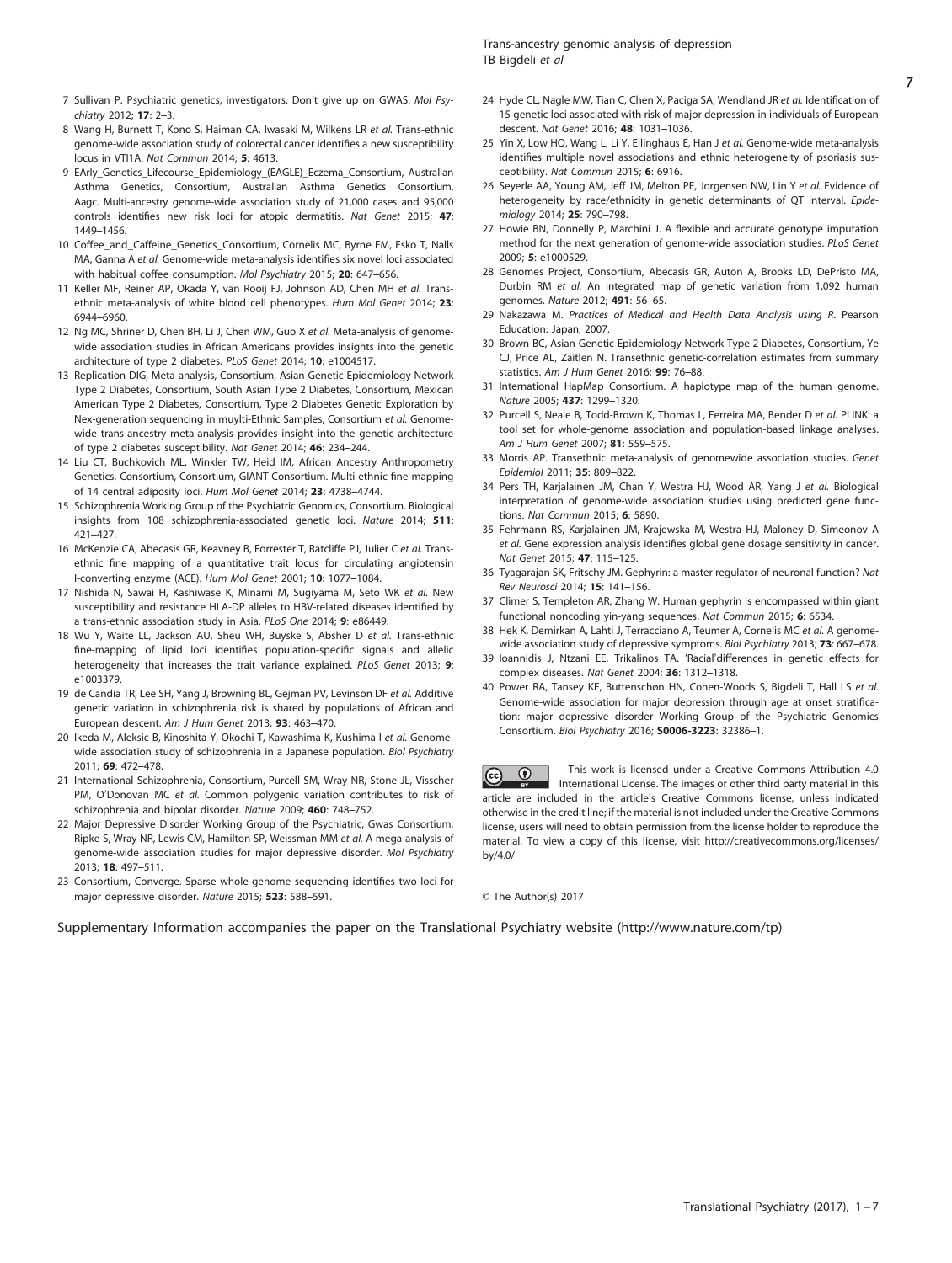7 Sullivan P. Psychiatric genetics, investigators. Don't give up on GWAS. *Mol Psychiatry* 2012; **17**: 2–3.

8 Wang H, Burnett T, Kono S, Haiman CA, Iwasaki M, Wilkens LR *et al.* Trans-ethnic genome-wide association study of colorectal cancer identifies a new susceptibility locus in VTI1A. *Nat Commun* 2014; **5**: 4613.

9 EArly_Genetics_Lifecourse_Epidemiology_(EAGLE)_Eczema_Consortium, Australian Asthma Genetics, Consortium, Australian Asthma Genetics Consortium, Aagc. Multi-ancestry genome-wide association study of 21,000 cases and 95,000 controls identifies new risk loci for atopic dermatitis. *Nat Genet* 2015; **47**: 1449–1456.

10 Coffee_and_Caffeine_Genetics_Consortium, Cornelis MC, Byrne EM, Esko T, Nalls MA, Ganna A *et al.* Genome-wide meta-analysis identifies six novel loci associated with habitual coffee consumption. *Mol Psychiatry* 2015; **20**: 647–656.

11 Keller MF, Reiner AP, Okada Y, van Rooij FJ, Johnson AD, Chen MH *et al.* Trans-ethnic meta-analysis of white blood cell phenotypes. *Hum Mol Genet* 2014; **23**: 6944–6960.

12 Ng MC, Shriner D, Chen BH, Li J, Chen WM, Guo X *et al.* Meta-analysis of genome-wide association studies in African Americans provides insights into the genetic architecture of type 2 diabetes. *PLoS Genet* 2014; **10**: e1004517.

13 Replication DIG, Meta-analysis, Consortium, Asian Genetic Epidemiology Network Type 2 Diabetes, Consortium, South Asian Type 2 Diabetes, Consortium, Mexican American Type 2 Diabetes, Consortium, Type 2 Diabetes Genetic Exploration by Nex-generation sequencing in muylti-Ethnic Samples, Consortium *et al.* Genome-wide trans-ancestry meta-analysis provides insight into the genetic architecture of type 2 diabetes susceptibility. *Nat Genet* 2014; **46**: 234–244.

14 Liu CT, Buchkovich ML, Winkler TW, Heid IM, African Ancestry Anthropometry Genetics, Consortium, Consortium, GIANT Consortium. Multi-ethnic fine-mapping of 14 central adiposity loci. *Hum Mol Genet* 2014; **23**: 4738–4744.

15 Schizophrenia Working Group of the Psychiatric Genomics, Consortium. Biological insights from 108 schizophrenia-associated genetic loci. *Nature* 2014; **511**: 421–427.

16 McKenzie CA, Abecasis GR, Keavney B, Forrester T, Ratcliffe PJ, Julier C *et al.* Trans-ethnic fine mapping of a quantitative trait locus for circulating angiotensin I-converting enzyme (ACE). *Hum Mol Genet* 2001; **10**: 1077–1084.

17 Nishida N, Sawai H, Kashiwase K, Minami M, Sugiyama M, Seto WK *et al.* New susceptibility and resistance HLA-DP alleles to HBV-related diseases identified by a trans-ethnic association study in Asia. *PLoS One* 2014; **9**: e86449.

18 Wu Y, Waite LL, Jackson AU, Sheu WH, Buyske S, Absher D *et al.* Trans-ethnic fine-mapping of lipid loci identifies population-specific signals and allelic heterogeneity that increases the trait variance explained. *PLoS Genet* 2013; **9**: e1003379.

19 de Candia TR, Lee SH, Yang J, Browning BL, Gejman PV, Levinson DF *et al.* Additive genetic variation in schizophrenia risk is shared by populations of African and European descent. *Am J Hum Genet* 2013; **93**: 463–470.

20 Ikeda M, Aleksic B, Kinoshita Y, Okochi T, Kawashima K, Kushima I *et al.* Genome-wide association study of schizophrenia in a Japanese population. *Biol Psychiatry* 2011; **69**: 472–478.

21 International Schizophrenia, Consortium, Purcell SM, Wray NR, Stone JL, Visscher PM, O'Donovan MC *et al.* Common polygenic variation contributes to risk of schizophrenia and bipolar disorder. *Nature* 2009; **460**: 748–752.

22 Major Depressive Disorder Working Group of the Psychiatric, Gwas Consortium, Ripke S, Wray NR, Lewis CM, Hamilton SP, Weissman MM *et al.* A mega-analysis of genome-wide association studies for major depressive disorder. *Mol Psychiatry* 2013; **18**: 497–511.

23 Consortium, Converge. Sparse whole-genome sequencing identifies two loci for major depressive disorder. *Nature* 2015; **523**: 588–591.

24 Hyde CL, Nagle MW, Tian C, Chen X, Paciga SA, Wendland JR *et al.* Identification of 15 genetic loci associated with risk of major depression in individuals of European descent. *Nat Genet* 2016; **48**: 1031–1036.

25 Yin X, Low HQ, Wang L, Li Y, Ellinghaus E, Han J *et al.* Genome-wide meta-analysis identifies multiple novel associations and ethnic heterogeneity of psoriasis susceptibility. *Nat Commun* 2015; **6**: 6916.

26 Seyerle AA, Young AM, Jeff JM, Melton PE, Jorgensen NW, Lin Y *et al.* Evidence of heterogeneity by race/ethnicity in genetic determinants of QT interval. *Epidemiology* 2014; **25**: 790–798.

27 Howie BN, Donnelly P, Marchini J. A flexible and accurate genotype imputation method for the next generation of genome-wide association studies. *PLoS Genet* 2009; **5**: e1000529.

28 Genomes Project, Consortium, Abecasis GR, Auton A, Brooks LD, DePristo MA, Durbin RM *et al.* An integrated map of genetic variation from 1,092 human genomes. *Nature* 2012; **491**: 56–65.

29 Nakazawa M. *Practices of Medical and Health Data Analysis using R*. Pearson Education: Japan, 2007.

30 Brown BC, Asian Genetic Epidemiology Network Type 2 Diabetes, Consortium, Ye CJ, Price AL, Zaitlen N. Transethnic genetic-correlation estimates from summary statistics. *Am J Hum Genet* 2016; **99**: 76–88.

31 International HapMap Consortium. A haplotype map of the human genome. *Nature* 2005; **437**: 1299–1320.

32 Purcell S, Neale B, Todd-Brown K, Thomas L, Ferreira MA, Bender D *et al.* PLINK: a tool set for whole-genome association and population-based linkage analyses. *Am J Hum Genet* 2007; **81**: 559–575.

33 Morris AP. Transethnic meta-analysis of genomewide association studies. *Genet Epidemiol* 2011; **35**: 809–822.

34 Pers TH, Karjalainen JM, Chan Y, Westra HJ, Wood AR, Yang J *et al.* Biological interpretation of genome-wide association studies using predicted gene functions. *Nat Commun* 2015; **6**: 5890.

35 Fehrmann RS, Karjalainen JM, Krajewska M, Westra HJ, Maloney D, Simeonov A *et al.* Gene expression analysis identifies global gene dosage sensitivity in cancer. *Nat Genet* 2015; **47**: 115–125.

36 Tyagarajan SK, Fritschy JM. Gephyrin: a master regulator of neuronal function? *Nat Rev Neurosci* 2014; **15**: 141–156.

37 Climer S, Templeton AR, Zhang W. Human gephyrin is encompassed within giant functional noncoding yin-yang sequences. *Nat Commun* 2015; **6**: 6534.

38 Hek K, Demirkan A, Lahti J, Terracciano A, Teumer A, Cornelis MC *et al.* A genome-wide association study of depressive symptoms. *Biol Psychiatry* 2013; **73**: 667–678.

39 Ioannidis J, Ntzani EE, Trikalinos TA. 'Racial'differences in genetic effects for complex diseases. *Nat Genet* 2004; **36**: 1312–1318.

40 Power RA, Tansey KE, Buttenschøn HN, Cohen-Woods S, Bigdeli T, Hall LS *et al.* Genome-wide association for major depression through age at onset stratification: major depressive disorder Working Group of the Psychiatric Genomics Consortium. *Biol Psychiatry* 2016; **S0006-3223**: 32386–1.

This work is licensed under a Creative Commons Attribution 4.0 International License. The images or other third party material in this article are included in the article's Creative Commons license, unless indicated otherwise in the credit line; if the material is not included under the Creative Commons license, users will need to obtain permission from the license holder to reproduce the material. To view a copy of this license, visit http://creativecommons.org/licenses/by/4.0/

© The Author(s) 2017

Supplementary Information accompanies the paper on the Translational Psychiatry website (http://www.nature.com/tp)